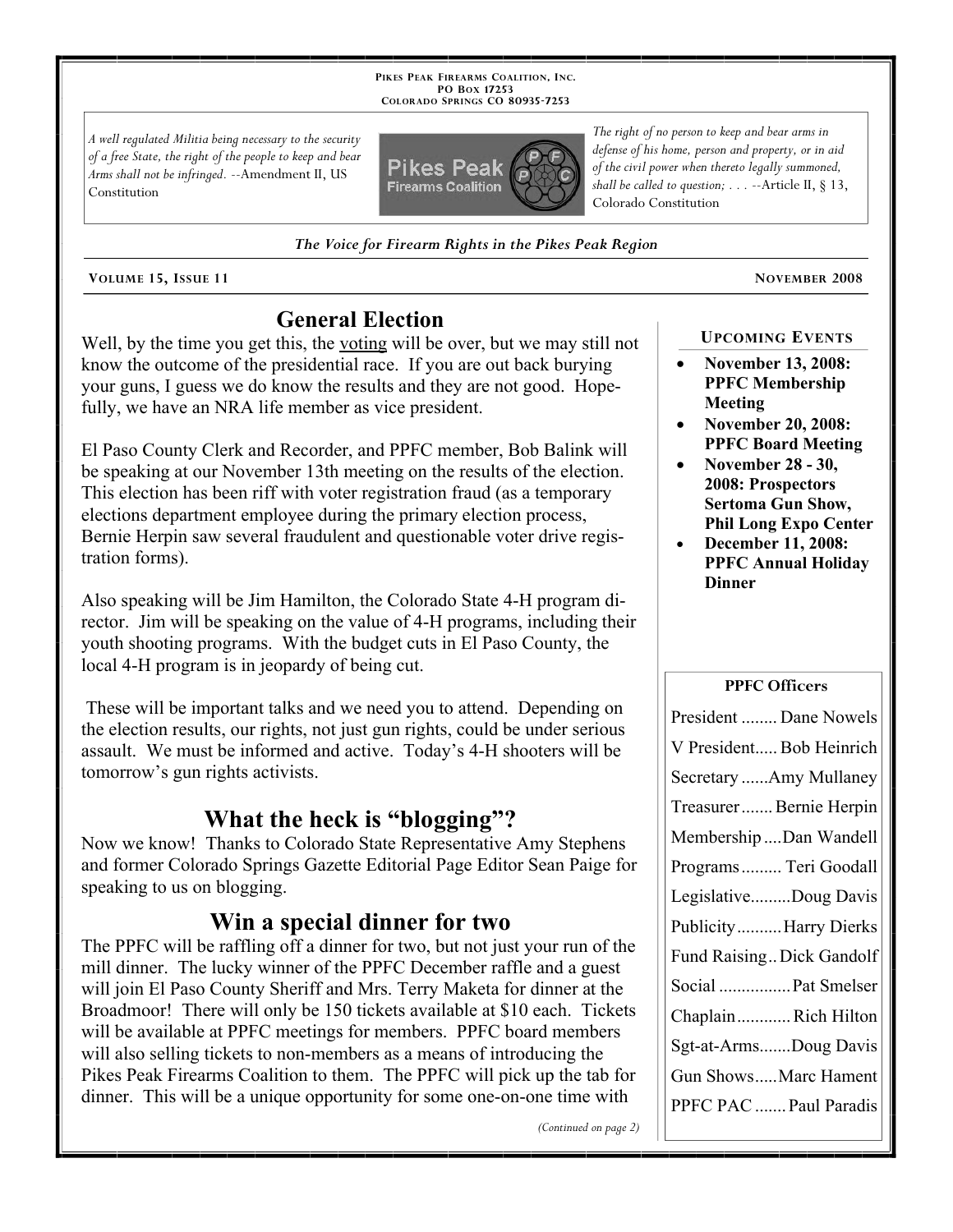PIKES PEAK FIREARMS COALITION, INC.
PO BOX 17253
COLORADO SPRINGS CO 80935-7253

*A well regulated Militia being necessary to the security of a free State, the right of the people to keep and bear Arms shall not be infringed.* --Amendment II, US Constitution

*The right of no person to keep and bear arms in defense of his home, person and property, or in aid of the civil power when thereto legally summoned, shall be called to question; . . .* --Article II, § 13, Colorado Constitution

*The Voice for Firearm Rights in the Pikes Peak Region*

VOLUME 15, ISSUE 11 — NOVEMBER 2008

## General Election

Well, by the time you get this, the voting will be over, but we may still not know the outcome of the presidential race. If you are out back burying your guns, I guess we do know the results and they are not good. Hopefully, we have an NRA life member as vice president.

El Paso County Clerk and Recorder, and PPFC member, Bob Balink will be speaking at our November 13th meeting on the results of the election. This election has been riff with voter registration fraud (as a temporary elections department employee during the primary election process, Bernie Herpin saw several fraudulent and questionable voter drive registration forms).

Also speaking will be Jim Hamilton, the Colorado State 4-H program director. Jim will be speaking on the value of 4-H programs, including their youth shooting programs. With the budget cuts in El Paso County, the local 4-H program is in jeopardy of being cut.

These will be important talks and we need you to attend. Depending on the election results, our rights, not just gun rights, could be under serious assault. We must be informed and active. Today's 4-H shooters will be tomorrow's gun rights activists.

## What the heck is "blogging"?

Now we know! Thanks to Colorado State Representative Amy Stephens and former Colorado Springs Gazette Editorial Page Editor Sean Paige for speaking to us on blogging.

## Win a special dinner for two

The PPFC will be raffling off a dinner for two, but not just your run of the mill dinner. The lucky winner of the PPFC December raffle and a guest will join El Paso County Sheriff and Mrs. Terry Maketa for dinner at the Broadmoor! There will only be 150 tickets available at $10 each. Tickets will be available at PPFC meetings for members. PPFC board members will also selling tickets to non-members as a means of introducing the Pikes Peak Firearms Coalition to them. The PPFC will pick up the tab for dinner. This will be a unique opportunity for some one-on-one time with

*(Continued on page 2)*

### UPCOMING EVENTS

- **November 13, 2008: PPFC Membership Meeting**
- **November 20, 2008: PPFC Board Meeting**
- **November 28 - 30, 2008: Prospectors Sertoma Gun Show, Phil Long Expo Center**
- **December 11, 2008: PPFC Annual Holiday Dinner**

### PPFC Officers

| Office | Name |
|---|---|
| President | Dane Nowels |
| V President | Bob Heinrich |
| Secretary | Amy Mullaney |
| Treasurer | Bernie Herpin |
| Membership | Dan Wandell |
| Programs | Teri Goodall |
| Legislative | Doug Davis |
| Publicity | Harry Dierks |
| Fund Raising | Dick Gandolf |
| Social | Pat Smelser |
| Chaplain | Rich Hilton |
| Sgt-at-Arms | Doug Davis |
| Gun Shows | Marc Hament |
| PPFC PAC | Paul Paradis |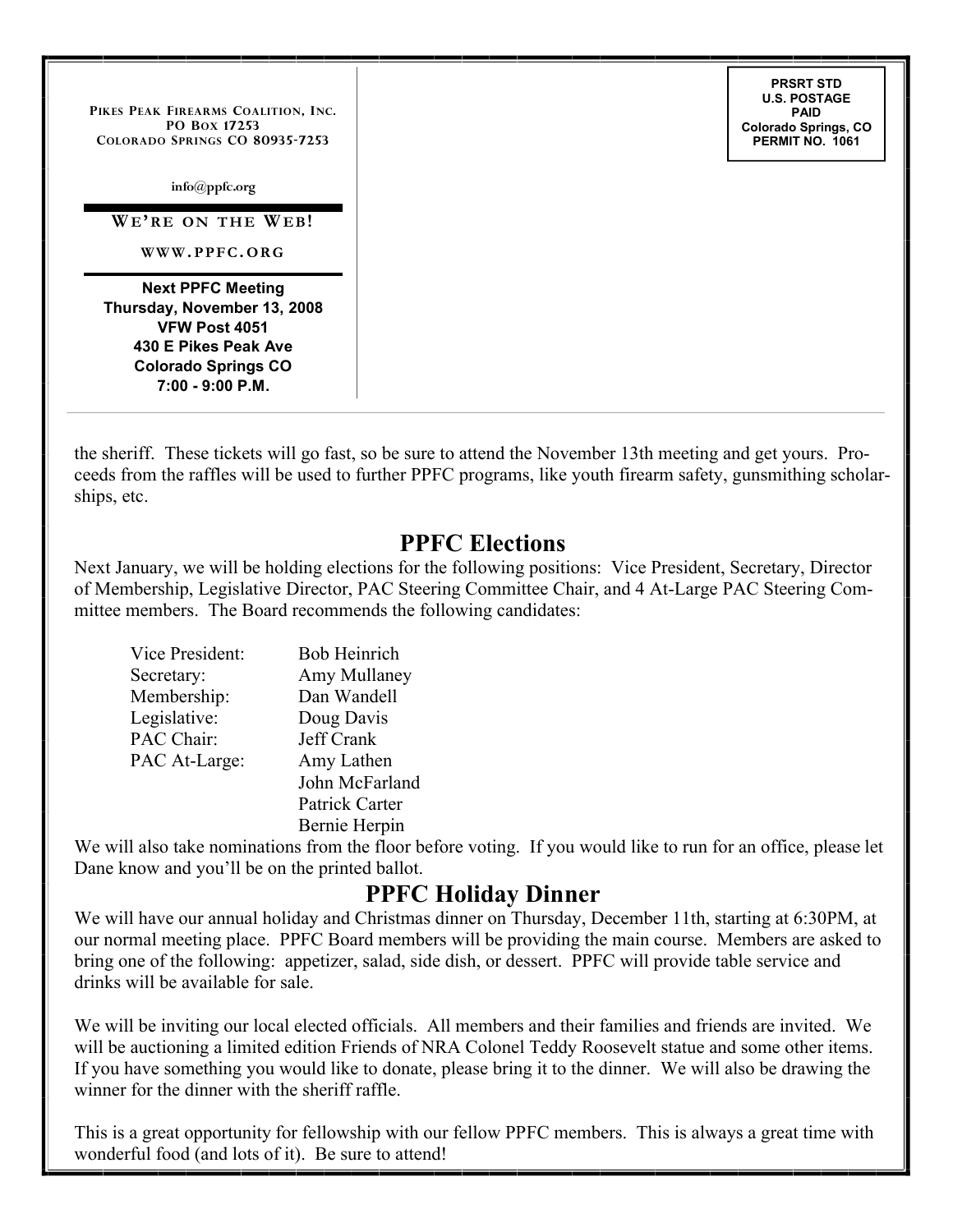PIKES PEAK FIREARMS COALITION, INC.
PO BOX 17253
COLORADO SPRINGS CO 80935-7253

info@ppfc.org

**WE'RE ON THE WEB!**

**WWW.PPFC.ORG**

**Next PPFC Meeting**
**Thursday, November 13, 2008**
**VFW Post 4051**
**430 E Pikes Peak Ave**
**Colorado Springs CO**
**7:00 - 9:00 P.M.**

PRSRT STD
U.S. POSTAGE
PAID
Colorado Springs, CO
PERMIT NO. 1061

the sheriff. These tickets will go fast, so be sure to attend the November 13th meeting and get yours. Proceeds from the raffles will be used to further PPFC programs, like youth firearm safety, gunsmithing scholarships, etc.

## PPFC Elections

Next January, we will be holding elections for the following positions: Vice President, Secretary, Director of Membership, Legislative Director, PAC Steering Committee Chair, and 4 At-Large PAC Steering Committee members. The Board recommends the following candidates:

| | |
|---|---|
| Vice President: | Bob Heinrich |
| Secretary: | Amy Mullaney |
| Membership: | Dan Wandell |
| Legislative: | Doug Davis |
| PAC Chair: | Jeff Crank |
| PAC At-Large: | Amy Lathen |
| | John McFarland |
| | Patrick Carter |
| | Bernie Herpin |

We will also take nominations from the floor before voting. If you would like to run for an office, please let Dane know and you'll be on the printed ballot.

## PPFC Holiday Dinner

We will have our annual holiday and Christmas dinner on Thursday, December 11th, starting at 6:30PM, at our normal meeting place. PPFC Board members will be providing the main course. Members are asked to bring one of the following: appetizer, salad, side dish, or dessert. PPFC will provide table service and drinks will be available for sale.

We will be inviting our local elected officials. All members and their families and friends are invited. We will be auctioning a limited edition Friends of NRA Colonel Teddy Roosevelt statue and some other items. If you have something you would like to donate, please bring it to the dinner. We will also be drawing the winner for the dinner with the sheriff raffle.

This is a great opportunity for fellowship with our fellow PPFC members. This is always a great time with wonderful food (and lots of it). Be sure to attend!